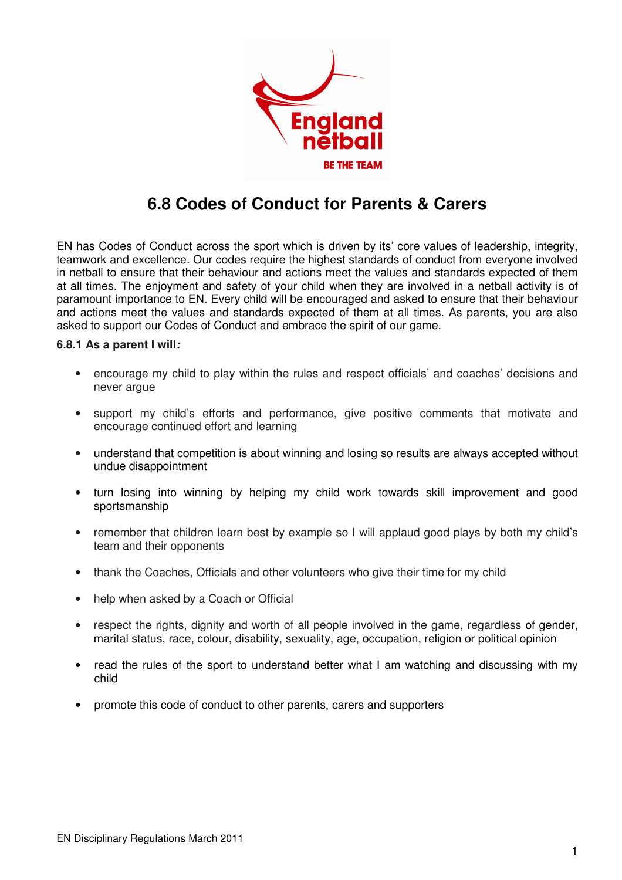# 6.8 Codes of Conduct for Parents & Carers

EN has Codes of Conduct across the sport which is driven by its' core values of leadership, integrity, teamwork and excellence. Our codes require the highest standards of conduct from everyone involved in netball to ensure that their behaviour and actions meet the values and standards expected of them at all times. The enjoyment and safety of your child when they are involved in a netball activity is of paramount importance to EN. Every child will be encouraged and asked to ensure that their behaviour and actions meet the values and standards expected of them at all times. As parents, you are also asked to support our Codes of Conduct and embrace the spirit of our game.

**6.8.1 As a parent I will*:***

- encourage my child to play within the rules and respect officials' and coaches' decisions and never argue
- support my child's efforts and performance, give positive comments that motivate and encourage continued effort and learning
- understand that competition is about winning and losing so results are always accepted without undue disappointment
- turn losing into winning by helping my child work towards skill improvement and good sportsmanship
- remember that children learn best by example so I will applaud good plays by both my child's team and their opponents
- thank the Coaches, Officials and other volunteers who give their time for my child
- help when asked by a Coach or Official
- respect the rights, dignity and worth of all people involved in the game, regardless of gender, marital status, race, colour, disability, sexuality, age, occupation, religion or political opinion
- read the rules of the sport to understand better what I am watching and discussing with my child
- promote this code of conduct to other parents, carers and supporters

EN Disciplinary Regulations March 2011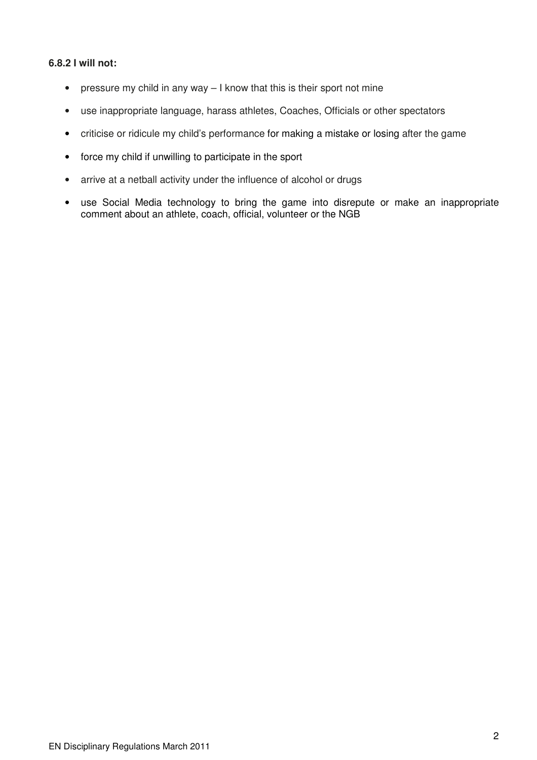**6.8.2 I will not:**

- pressure my child in any way – I know that this is their sport not mine
- use inappropriate language, harass athletes, Coaches, Officials or other spectators
- criticise or ridicule my child's performance for making a mistake or losing after the game
- force my child if unwilling to participate in the sport
- arrive at a netball activity under the influence of alcohol or drugs
- use Social Media technology to bring the game into disrepute or make an inappropriate comment about an athlete, coach, official, volunteer or the NGB